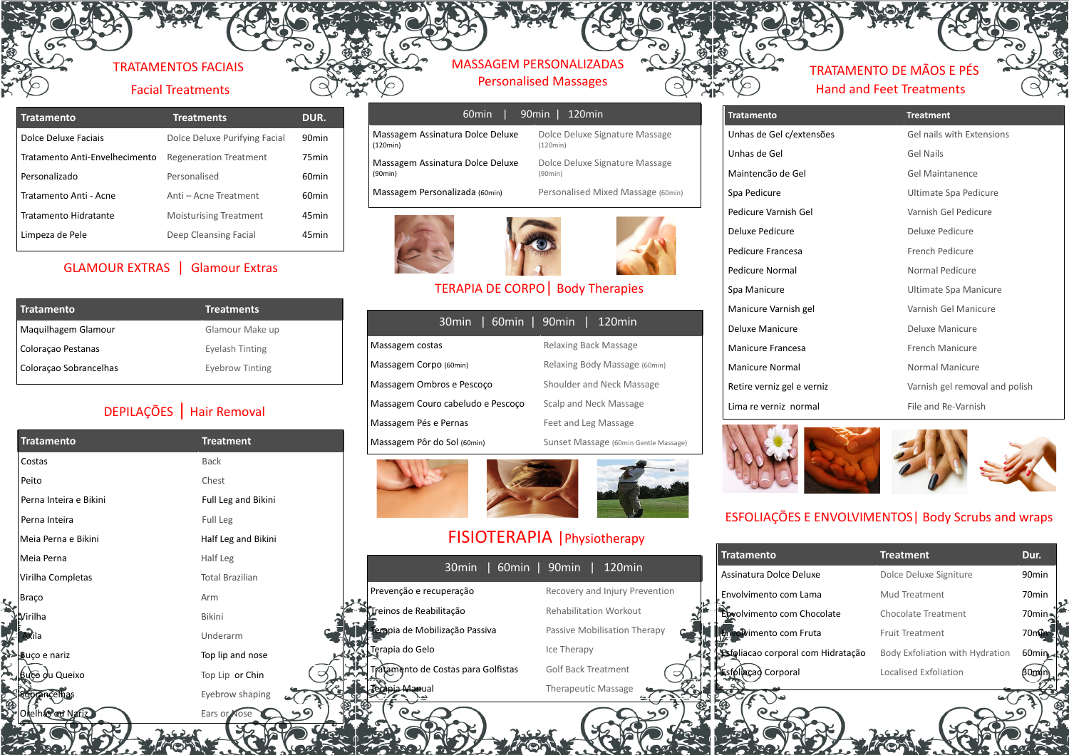## TRATAMENTOS FACIAIS
## Facial Treatments

| Tratamento | Treatments | DUR. |
|---|---|---|
| Dolce Deluxe Faciais | Dolce Deluxe Purifying Facial | 90min |
| Tratamento Anti-Envelhecimento | Regeneration Treatment | 75min |
| Personalizado | Personalised | 60min |
| Tratamento Anti - Acne | Anti – Acne Treatment | 60min |
| Tratamento Hidratante | Moisturising Treatment | 45min |
| Limpeza de Pele | Deep Cleansing Facial | 45min |

## GLAMOUR EXTRAS | Glamour Extras

| Tratamento | Treatments |
|---|---|
| Maquilhagem Glamour | Glamour Make up |
| Coloraçao Pestanas | Eyelash Tinting |
| Coloraçao Sobrancelhas | Eyebrow Tinting |

## DEPILAÇÕES | Hair Removal

| Tratamento | Treatment |
|---|---|
| Costas | Back |
| Peito | Chest |
| Perna Inteira e Bikini | Full Leg and Bikini |
| Perna Inteira | Full Leg |
| Meia Perna e Bikini | Half Leg and Bikini |
| Meia Perna | Half Leg |
| Virilha Completas | Total Brazilian |
| Braço | Arm |
| Virilha | Bikini |
| Axila | Underarm |
| Buço e nariz | Top lip and nose |
| Buço ou Queixo | Top Lip or Chin |
| Sobrancelhas | Eyebrow shaping |
| Orelhas ou Nariz | Ears or Nose |

## MASSAGEM PERSONALIZADAS
## Personalised Massages

60min | 90min | 120min

| Massagem | Massage |
|---|---|
| Massagem Assinatura Dolce Deluxe (120min) | Dolce Deluxe Signature Massage (120min) |
| Massagem Assinatura Dolce Deluxe (90min) | Dolce Deluxe Signature Massage (90min) |
| Massagem Personalizada (60min) | Personalised Mixed Massage (60min) |

## TERAPIA DE CORPO | Body Therapies

30min | 60min | 90min | 120min

| Massagem | Massage |
|---|---|
| Massagem costas | Relaxing Back Massage |
| Massagem Corpo (60min) | Relaxing Body Massage (60min) |
| Massagem Ombros e Pescoço | Shoulder and Neck Massage |
| Massagem Couro cabeludo e Pescoço | Scalp and Neck Massage |
| Massagem Pés e Pernas | Feet and Leg Massage |
| Massagem Pôr do Sol (60min) | Sunset Massage (60min Gentle Massage) |

## FISIOTERAPIA | Physiotherapy

30min | 60min | 90min | 120min

| Tratamento | Treatment |
|---|---|
| Prevenção e recuperação | Recovery and Injury Prevention |
| Treinos de Reabilitação | Rehabilitation Workout |
| Terapia de Mobilização Passiva | Passive Mobilisation Therapy |
| Terapia do Gelo | Ice Therapy |
| Tratamento de Costas para Golfistas | Golf Back Treatment |
| Terapia Manual | Therapeutic Massage |

## TRATAMENTO DE MÃOS E PÉS
## Hand and Feet Treatments

| Tratamento | Treatment |
|---|---|
| Unhas de Gel c/extensões | Gel nails with Extensions |
| Unhas de Gel | Gel Nails |
| Maintencão de Gel | Gel Maintanence |
| Spa Pedicure | Ultimate Spa Pedicure |
| Pedicure Varnish Gel | Varnish Gel Pedicure |
| Deluxe Pedicure | Deluxe Pedicure |
| Pedicure Francesa | French Pedicure |
| Pedicure Normal | Normal Pedicure |
| Spa Manicure | Ultimate Spa Manicure |
| Manicure Varnish gel | Varnish Gel Manicure |
| Deluxe Manicure | Deluxe Manicure |
| Manicure Francesa | French Manicure |
| Manicure Normal | Normal Manicure |
| Retire verniz gel e verniz | Varnish gel removal and polish |
| Lima re verniz normal | File and Re-Varnish |

## ESFOLIAÇÕES E ENVOLVIMENTOS | Body Scrubs and wraps

| Tratamento | Treatment | Dur. |
|---|---|---|
| Assinatura Dolce Deluxe | Dolce Deluxe Signiture | 90min |
| Envolvimento com Lama | Mud Treatment | 70min |
| Envolvimento com Chocolate | Chocolate Treatment | 70min |
| Envolvimento com Fruta | Fruit Treatment | 70min |
| Esfoliacao corporal com Hidratação | Body Exfoliation with Hydration | 60min |
| Esfoliaçao Corporal | Localised Exfoliation | 30min |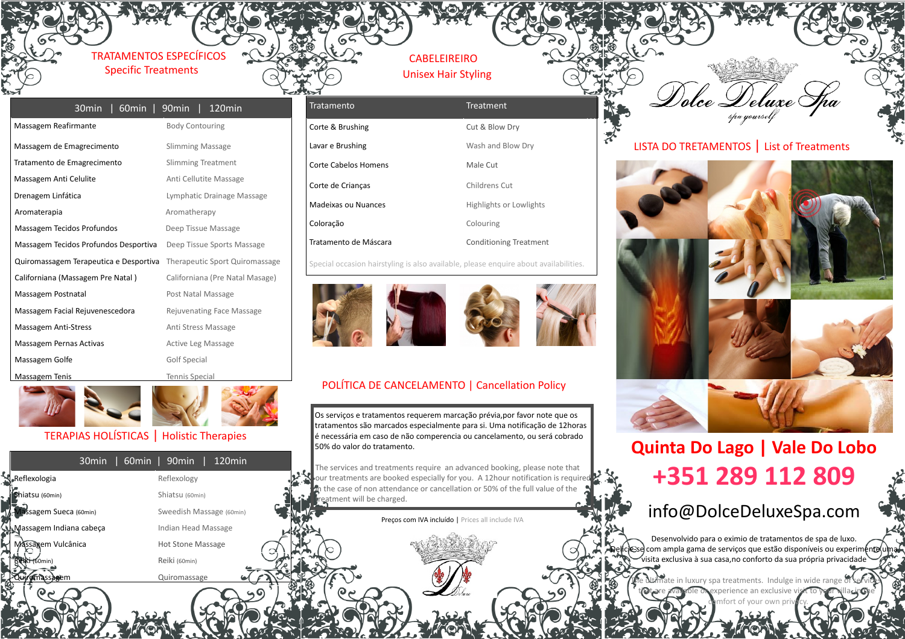## TRATAMENTOS ESPECÍFICOS
## Specific Treatments

| 30min \| 60min \| 90min \| 120min | |
|---|---|
| Massagem Reafirmante | Body Contouring |
| Massagem de Emagrecimento | Slimming Massage |
| Tratamento de Emagrecimento | Slimming Treatment |
| Massagem Anti Celulite | Anti Cellutite Massage |
| Drenagem Linfática | Lymphatic Drainage Massage |
| Aromaterapia | Aromatherapy |
| Massagem Tecidos Profundos | Deep Tissue Massage |
| Massagem Tecidos Profundos Desportiva | Deep Tissue Sports Massage |
| Quiromassagem Terapeutica e Desportiva | Therapeutic Sport Quiromassage |
| Californiana (Massagem Pre Natal ) | Californiana (Pre Natal Masage) |
| Massagem Postnatal | Post Natal Massage |
| Massagem Facial Rejuvenescedora | Rejuvenating Face Massage |
| Massagem Anti-Stress | Anti Stress Massage |
| Massagem Pernas Activas | Active Leg Massage |
| Massagem Golfe | Golf Special |
| Massagem Tenis | Tennis Special |

## TERAPIAS HOLÍSTICAS | Holistic Therapies

| 30min \| 60min \| 90min \| 120min | |
|---|---|
| Reflexologia | Reflexology |
| Shiatsu (60min) | Shiatsu (60min) |
| Massagem Sueca (60min) | Sweedish Massage (60min) |
| Massagem Indiana cabeça | Indian Head Massage |
| Massagem Vulcânica | Hot Stone Massage |
| Reiki (60min) | Reiki (60min) |
| Quiromassagem | Quiromassage |

## CABELEIREIRO
## Unisex Hair Styling

| Tratamento | Treatment |
|---|---|
| Corte & Brushing | Cut & Blow Dry |
| Lavar e Brushing | Wash and Blow Dry |
| Corte Cabelos Homens | Male Cut |
| Corte de Crianças | Childrens Cut |
| Madeixas ou Nuances | Highlights or Lowlights |
| Coloração | Colouring |
| Tratamento de Máscara | Conditioning Treatment |

Special occasion hairstyling is also available, please enquire about availabilities.

## POLÍTICA DE CANCELAMENTO | Cancellation Policy

Os serviços e tratamentos requerem marcação prévia,por favor note que os tratamentos são marcados especialmente para si. Uma notificação de 12horas é necessária em caso de não comperencia ou cancelamento, ou será cobrado 50% do valor do tratamento.

The services and treatments require an advanced booking, please note that our treatments are booked especially for you. A 12hour notification is required in the case of non attendance or cancellation or 50% of the full value of the treatment will be charged.

Preços com IVA incluído | Prices all include IVA

# Dolce Deluxe Spa

*spa yourself*

## LISTA DO TRETAMENTOS | List of Treatments

## Quinta Do Lago | Vale Do Lobo

## +351 289 112 809

## info@DolceDeluxeSpa.com

Desenvolvido para o eximio de tratamentos de spa de luxo. Delicie-se com ampla gama de serviços que estão disponíveis ou experimente uma visita exclusiva à sua casa,no conforto da sua própria privacidade

The ultimate in luxury spa treatments. Indulge in wide range of services that are available or experience an exclusive visit to your villa, in the comfort of your own privacy.